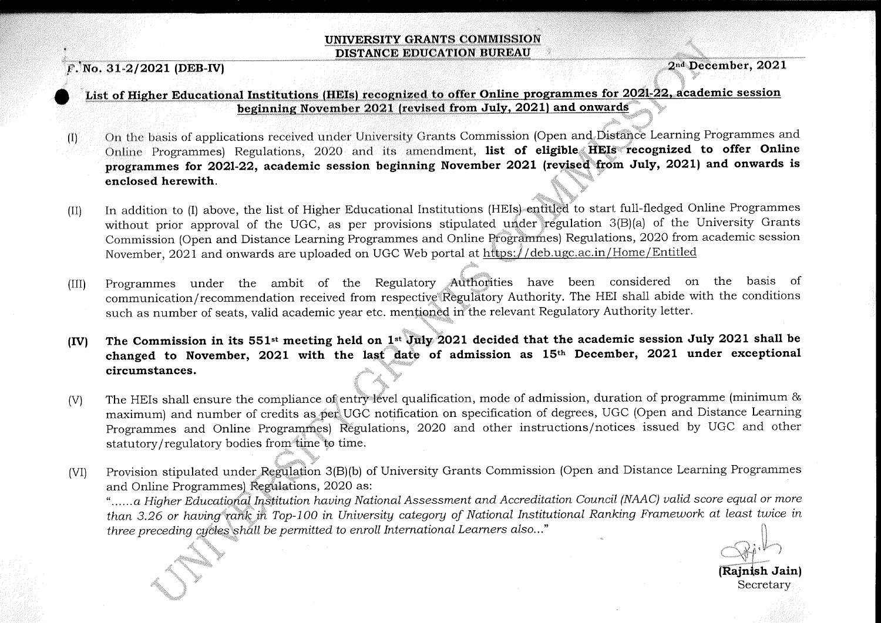# UNIVERSITY GRANTS COMMISSION
## DISTANCE EDUCATION BUREAU

F. No. 31-2/2021 (DEB-IV) 2nd December, 2021

**List of Higher Educational Institutions (HEIs) recognized to offer Online programmes for 2021-22, academic session beginning November 2021 (revised from July, 2021) and onwards**

(I) On the basis of applications received under University Grants Commission (Open and Distance Learning Programmes and Online Programmes) Regulations, 2020 and its amendment, **list of eligible HEIs recognized to offer Online programmes for 2021-22, academic session beginning November 2021 (revised from July, 2021) and onwards is enclosed herewith**.

(II) In addition to (I) above, the list of Higher Educational Institutions (HEIs) entitled to start full-fledged Online Programmes without prior approval of the UGC, as per provisions stipulated under regulation 3(B)(a) of the University Grants Commission (Open and Distance Learning Programmes and Online Programmes) Regulations, 2020 from academic session November, 2021 and onwards are uploaded on UGC Web portal at https://deb.ugc.ac.in/Home/Entitled

(III) Programmes under the ambit of the Regulatory Authorities have been considered on the basis of communication/recommendation received from respective Regulatory Authority. The HEI shall abide with the conditions such as number of seats, valid academic year etc. mentioned in the relevant Regulatory Authority letter.

**(IV) The Commission in its 551st meeting held on 1st July 2021 decided that the academic session July 2021 shall be changed to November, 2021 with the last date of admission as 15th December, 2021 under exceptional circumstances.**

(V) The HEIs shall ensure the compliance of entry level qualification, mode of admission, duration of programme (minimum & maximum) and number of credits as per UGC notification on specification of degrees, UGC (Open and Distance Learning Programmes and Online Programmes) Regulations, 2020 and other instructions/notices issued by UGC and other statutory/regulatory bodies from time to time.

(VI) Provision stipulated under Regulation 3(B)(b) of University Grants Commission (Open and Distance Learning Programmes and Online Programmes) Regulations, 2020 as:
*"......a Higher Educational Institution having National Assessment and Accreditation Council (NAAC) valid score equal or more than 3.26 or having rank in Top-100 in University category of National Institutional Ranking Framework at least twice in three preceding cycles shall be permitted to enroll International Learners also..."*

**(Rajnish Jain)**
Secretary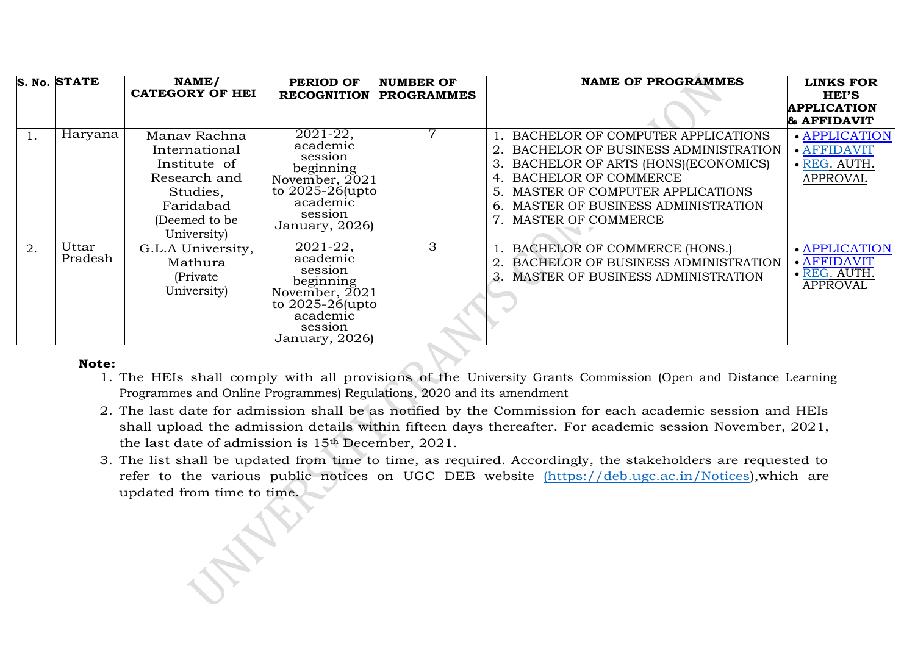| S. No. | STATE | NAME/ CATEGORY OF HEI | PERIOD OF RECOGNITION | NUMBER OF PROGRAMMES | NAME OF PROGRAMMES | LINKS FOR HEI'S APPLICATION & AFFIDAVIT |
|---|---|---|---|---|---|---|
| 1. | Haryana | Manav Rachna International Institute of Research and Studies, Faridabad (Deemed to be University) | 2021-22, academic session beginning November, 2021 to 2025-26(upto academic session January, 2026) | 7 | 1. BACHELOR OF COMPUTER APPLICATIONS<br>2. BACHELOR OF BUSINESS ADMINISTRATION<br>3. BACHELOR OF ARTS (HONS)(ECONOMICS)<br>4. BACHELOR OF COMMERCE<br>5. MASTER OF COMPUTER APPLICATIONS<br>6. MASTER OF BUSINESS ADMINISTRATION<br>7. MASTER OF COMMERCE | • APPLICATION<br>• AFFIDAVIT<br>• REG. AUTH. APPROVAL |
| 2. | Uttar Pradesh | G.L.A University, Mathura (Private University) | 2021-22, academic session beginning November, 2021 to 2025-26(upto academic session January, 2026) | 3 | 1. BACHELOR OF COMMERCE (HONS.)<br>2. BACHELOR OF BUSINESS ADMINISTRATION<br>3. MASTER OF BUSINESS ADMINISTRATION | • APPLICATION<br>• AFFIDAVIT<br>• REG. AUTH. APPROVAL |

**Note:**

1. The HEIs shall comply with all provisions of the University Grants Commission (Open and Distance Learning Programmes and Online Programmes) Regulations, 2020 and its amendment
2. The last date for admission shall be as notified by the Commission for each academic session and HEIs shall upload the admission details within fifteen days thereafter. For academic session November, 2021, the last date of admission is 15th December, 2021.
3. The list shall be updated from time to time, as required. Accordingly, the stakeholders are requested to refer to the various public notices on UGC DEB website (https://deb.ugc.ac.in/Notices),which are updated from time to time.